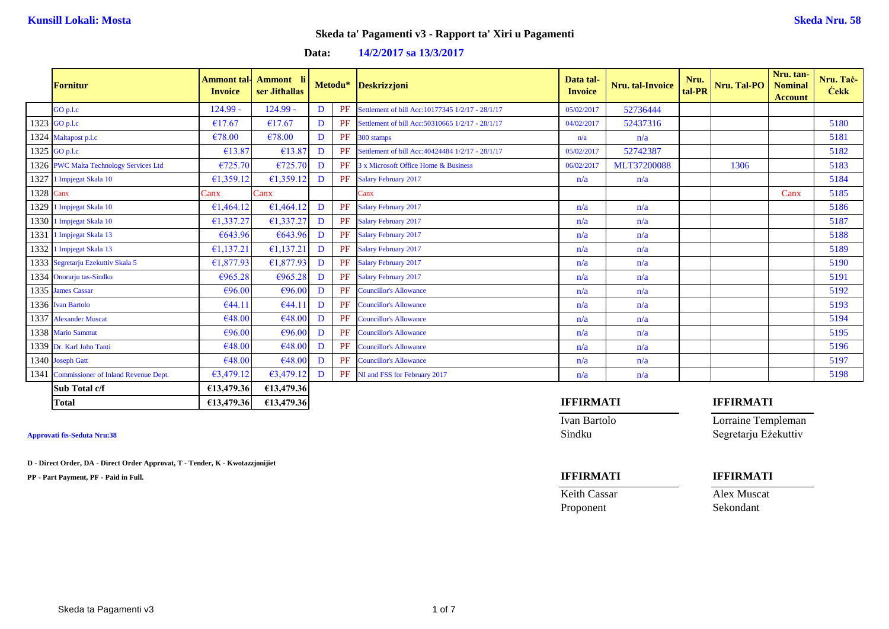**Kunsill Lokali: Mosta** **Skeda Nru. 58**

# Skeda ta' Pagamenti v3 - Rapport ta' Xiri u Pagamenti

**Data:** **14/2/2017 sa 13/3/2017**

| | Fornitur | Ammont tal-Invoice | Ammont li ser Jithallas | Metodu* | | Deskrizzjoni | Data tal-Invoice | Nru. tal-Invoice | Nru. tal-PR | Nru. Tal-PO | Nru. tan-Nominal Account | Nru. Taċ-Ċekk |
|---|---|---|---|---|---|---|---|---|---|---|---|---|
| | GO p.l.c | 124.99 - | 124.99 - | D | PF | Settlement of bill Acc:10177345 1/2/17 - 28/1/17 | 05/02/2017 | 52736444 | | | | |
| 1323 | GO p.l.c | €17.67 | €17.67 | D | PF | Settlement of bill Acc:50310665 1/2/17 - 28/1/17 | 04/02/2017 | 52437316 | | | | 5180 |
| 1324 | Maltapost p.l.c | €78.00 | €78.00 | D | PF | 300 stamps | n/a | n/a | | | | 5181 |
| 1325 | GO p.l.c | €13.87 | €13.87 | D | PF | Settlement of bill Acc:40424484 1/2/17 - 28/1/17 | 05/02/2017 | 52742387 | | | | 5182 |
| 1326 | PWC Malta Technology Services Ltd | €725.70 | €725.70 | D | PF | 3 x Microsoft Office Home & Business | 06/02/2017 | MLT37200088 | | 1306 | | 5183 |
| 1327 | 1 Impjegat Skala 10 | €1,359.12 | €1,359.12 | D | PF | Salary February 2017 | n/a | n/a | | | | 5184 |
| 1328 | Canx | Canx | Canx | | | Canx | | | | | Canx | 5185 |
| 1329 | 1 Impjegat Skala 10 | €1,464.12 | €1,464.12 | D | PF | Salary February 2017 | n/a | n/a | | | | 5186 |
| 1330 | 1 Impjegat Skala 10 | €1,337.27 | €1,337.27 | D | PF | Salary February 2017 | n/a | n/a | | | | 5187 |
| 1331 | 1 Impjegat Skala 13 | €643.96 | €643.96 | D | PF | Salary February 2017 | n/a | n/a | | | | 5188 |
| 1332 | 1 Impjegat Skala 13 | €1,137.21 | €1,137.21 | D | PF | Salary February 2017 | n/a | n/a | | | | 5189 |
| 1333 | Segretarju Ezekuttiv Skala 5 | €1,877.93 | €1,877.93 | D | PF | Salary February 2017 | n/a | n/a | | | | 5190 |
| 1334 | Onorarju tas-Sindku | €965.28 | €965.28 | D | PF | Salary February 2017 | n/a | n/a | | | | 5191 |
| 1335 | James Cassar | €96.00 | €96.00 | D | PF | Councillor's Allowance | n/a | n/a | | | | 5192 |
| 1336 | Ivan Bartolo | €44.11 | €44.11 | D | PF | Councillor's Allowance | n/a | n/a | | | | 5193 |
| 1337 | Alexander Muscat | €48.00 | €48.00 | D | PF | Councillor's Allowance | n/a | n/a | | | | 5194 |
| 1338 | Mario Sammut | €96.00 | €96.00 | D | PF | Councillor's Allowance | n/a | n/a | | | | 5195 |
| 1339 | Dr. Karl John Tanti | €48.00 | €48.00 | D | PF | Councillor's Allowance | n/a | n/a | | | | 5196 |
| 1340 | Joseph Gatt | €48.00 | €48.00 | D | PF | Councillor's Allowance | n/a | n/a | | | | 5197 |
| 1341 | Commissioner of Inland Revenue Dept. | €3,479.12 | €3,479.12 | D | PF | NI and FSS for February 2017 | n/a | n/a | | | | 5198 |
| | **Sub Total c/f** | **€13,479.36** | **€13,479.36** | | | | | | | | | |
| | **Total** | **€13,479.36** | **€13,479.36** | | | | | | | | | |

**Approvati fis-Seduta Nru:38**

**D - Direct Order, DA - Direct Order Approvat, T - Tender, K - Kwotazzjonijiet**

**PP - Part Payment, PF - Paid in Full.**

| **IFFIRMATI** | **IFFIRMATI** |
|---|---|
| Ivan Bartolo | Lorraine Templeman |
| Sindku | Segretarju Eżekuttiv |

| **IFFIRMATI** | **IFFIRMATI** |
|---|---|
| Keith Cassar | Alex Muscat |
| Proponent | Sekondant |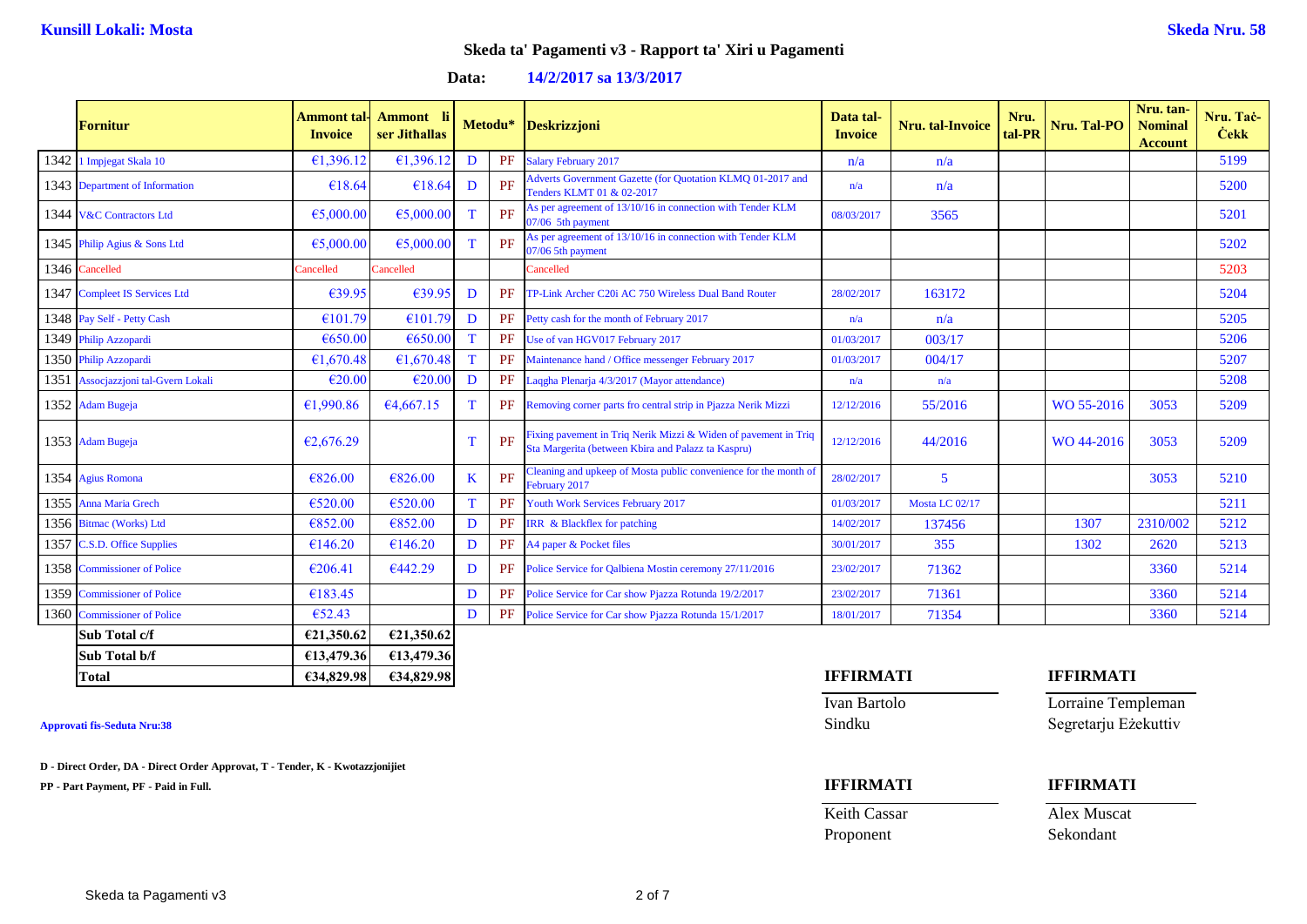**Kunsill Lokali: Mosta** **Skeda Nru. 58**

## Skeda ta' Pagamenti v3 - Rapport ta' Xiri u Pagamenti

**Data: 14/2/2017 sa 13/3/2017**

| | Fornitur | Ammont tal-Invoice | Ammont li ser Jitħallas | Metodu* | | Deskrizzjoni | Data tal-Invoice | Nru. tal-Invoice | Nru. tal-PR | Nru. Tal-PO | Nru. tan-Nominal Account | Nru. Taċ-Ċekk |
|---|---|---|---|---|---|---|---|---|---|---|---|---|
| 1342 | 1 Impjegat Skala 10 | €1,396.12 | €1,396.12 | D | PF | Salary February 2017 | n/a | n/a | | | | 5199 |
| 1343 | Department of Information | €18.64 | €18.64 | D | PF | Adverts Government Gazette (for Quotation KLMQ 01-2017 and Tenders KLMT 01 & 02-2017 | n/a | n/a | | | | 5200 |
| 1344 | V&C Contractors Ltd | €5,000.00 | €5,000.00 | T | PF | As per agreement of 13/10/16 in connection with Tender KLM 07/06 5th payment | 08/03/2017 | 3565 | | | | 5201 |
| 1345 | Philip Agius & Sons Ltd | €5,000.00 | €5,000.00 | T | PF | As per agreement of 13/10/16 in connection with Tender KLM 07/06 5th payment | | | | | | 5202 |
| 1346 | Cancelled | Cancelled | Cancelled | | | Cancelled | | | | | | 5203 |
| 1347 | Compleet IS Services Ltd | €39.95 | €39.95 | D | PF | TP-Link Archer C20i AC 750 Wireless Dual Band Router | 28/02/2017 | 163172 | | | | 5204 |
| 1348 | Pay Self - Petty Cash | €101.79 | €101.79 | D | PF | Petty cash for the month of February 2017 | n/a | n/a | | | | 5205 |
| 1349 | Philip Azzopardi | €650.00 | €650.00 | T | PF | Use of van HGV017 February 2017 | 01/03/2017 | 003/17 | | | | 5206 |
| 1350 | Philip Azzopardi | €1,670.48 | €1,670.48 | T | PF | Maintenance hand / Office messenger February 2017 | 01/03/2017 | 004/17 | | | | 5207 |
| 1351 | Assocjazzjoni tal-Gvern Lokali | €20.00 | €20.00 | D | PF | Laqgha Plenarja 4/3/2017 (Mayor attendance) | n/a | n/a | | | | 5208 |
| 1352 | Adam Bugeja | €1,990.86 | €4,667.15 | T | PF | Removing corner parts fro central strip in Pjazza Nerik Mizzi | 12/12/2016 | 55/2016 | | WO 55-2016 | 3053 | 5209 |
| 1353 | Adam Bugeja | €2,676.29 | | T | PF | Fixing pavement in Triq Nerik Mizzi & Widen of pavement in Triq Sta Margerita (between Kbira and Palazz ta Kaspru) | 12/12/2016 | 44/2016 | | WO 44-2016 | 3053 | 5209 |
| 1354 | Agius Romona | €826.00 | €826.00 | K | PF | Cleaning and upkeep of Mosta public convenience for the month of February 2017 | 28/02/2017 | 5 | | | 3053 | 5210 |
| 1355 | Anna Maria Grech | €520.00 | €520.00 | T | PF | Youth Work Services February 2017 | 01/03/2017 | Mosta LC 02/17 | | | | 5211 |
| 1356 | Bitmac (Works) Ltd | €852.00 | €852.00 | D | PF | IRR & Blackflex for patching | 14/02/2017 | 137456 | | 1307 | 2310/002 | 5212 |
| 1357 | C.S.D. Office Supplies | €146.20 | €146.20 | D | PF | A4 paper & Pocket files | 30/01/2017 | 355 | | 1302 | 2620 | 5213 |
| 1358 | Commissioner of Police | €206.41 | €442.29 | D | PF | Police Service for Qalbiena Mostin ceremony 27/11/2016 | 23/02/2017 | 71362 | | | 3360 | 5214 |
| 1359 | Commissioner of Police | €183.45 | | D | PF | Police Service for Car show Pjazza Rotunda 19/2/2017 | 23/02/2017 | 71361 | | | 3360 | 5214 |
| 1360 | Commissioner of Police | €52.43 | | D | PF | Police Service for Car show Pjazza Rotunda 15/1/2017 | 18/01/2017 | 71354 | | | 3360 | 5214 |
| | **Sub Total c/f** | **€21,350.62** | **€21,350.62** | | | | | | | | | |
| | **Sub Total b/f** | **€13,479.36** | **€13,479.36** | | | | | | | | | |
| | **Total** | **€34,829.98** | **€34,829.98** | | | | | | | | | |

**Approvati fis-Seduta Nru:38**

**D - Direct Order, DA - Direct Order Approvat, T - Tender, K - Kwotazzjonijiet**

**PP - Part Payment, PF - Paid in Full.**

| **IFFIRMATI** | **IFFIRMATI** |
|---|---|
| Ivan Bartolo | Lorraine Templeman |
| Sindku | Segretarju Eżekuttiv |

| **IFFIRMATI** | **IFFIRMATI** |
|---|---|
| Keith Cassar | Alex Muscat |
| Proponent | Sekondant |

Skeda ta Pagamenti v3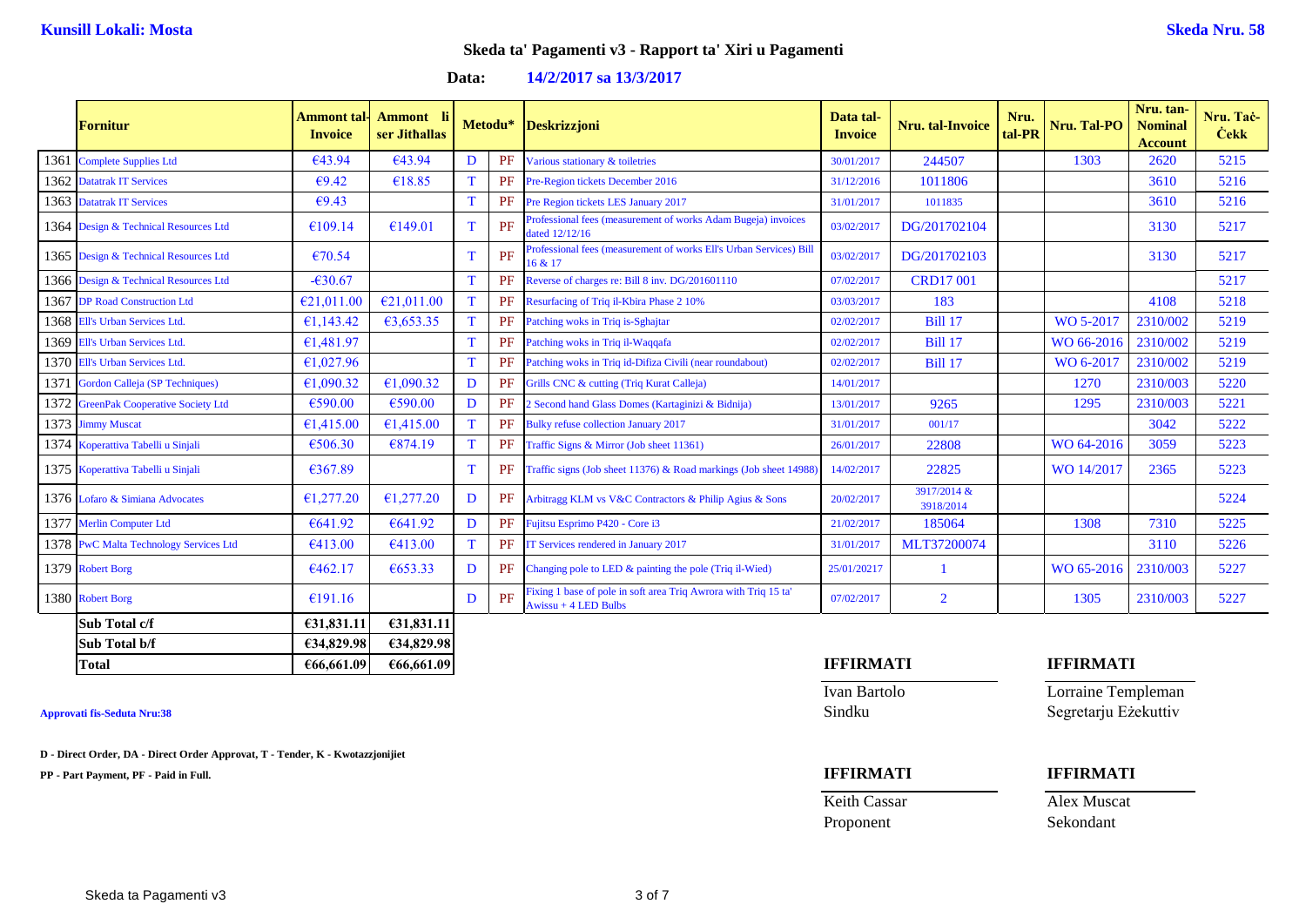**Kunsill Lokali: Mosta** **Skeda Nru. 58**

## Skeda ta' Pagamenti v3 - Rapport ta' Xiri u Pagamenti

**Data: 14/2/2017 sa 13/3/2017**

| | Fornitur | Ammont tal-Invoice | Ammont li ser Jitħallas | Metodu* | | Deskrizzjoni | Data tal-Invoice | Nru. tal-Invoice | Nru. tal-PR | Nru. Tal-PO | Nru. tan-Nominal Account | Nru. Taċ-Ċekk |
|---|---|---|---|---|---|---|---|---|---|---|---|---|
| 1361 | Complete Supplies Ltd | €43.94 | €43.94 | D | PF | Various stationary & toiletries | 30/01/2017 | 244507 | | 1303 | 2620 | 5215 |
| 1362 | Datatrak IT Services | €9.42 | €18.85 | T | PF | Pre-Region tickets December 2016 | 31/12/2016 | 1011806 | | | 3610 | 5216 |
| 1363 | Datatrak IT Services | €9.43 | | T | PF | Pre Region tickets LES January 2017 | 31/01/2017 | 1011835 | | | 3610 | 5216 |
| 1364 | Design & Technical Resources Ltd | €109.14 | €149.01 | T | PF | Professional fees (measurement of works Adam Bugeja) invoices dated 12/12/16 | 03/02/2017 | DG/201702104 | | | 3130 | 5217 |
| 1365 | Design & Technical Resources Ltd | €70.54 | | T | PF | Professional fees (measurement of works Ell's Urban Services) Bill 16 & 17 | 03/02/2017 | DG/201702103 | | | 3130 | 5217 |
| 1366 | Design & Technical Resources Ltd | -€30.67 | | T | PF | Reverse of charges re: Bill 8 inv. DG/201601110 | 07/02/2017 | CRD17 001 | | | | 5217 |
| 1367 | DP Road Construction Ltd | €21,011.00 | €21,011.00 | T | PF | Resurfacing of Triq il-Kbira Phase 2 10% | 03/03/2017 | 183 | | | 4108 | 5218 |
| 1368 | Ell's Urban Services Ltd. | €1,143.42 | €3,653.35 | T | PF | Patching woks in Triq is-Sghajtar | 02/02/2017 | Bill 17 | | WO 5-2017 | 2310/002 | 5219 |
| 1369 | Ell's Urban Services Ltd. | €1,481.97 | | T | PF | Patching woks in Triq il-Waqqafa | 02/02/2017 | Bill 17 | | WO 66-2016 | 2310/002 | 5219 |
| 1370 | Ell's Urban Services Ltd. | €1,027.96 | | T | PF | Patching woks in Triq id-Difiza Civili (near roundabout) | 02/02/2017 | Bill 17 | | WO 6-2017 | 2310/002 | 5219 |
| 1371 | Gordon Calleja (SP Techniques) | €1,090.32 | €1,090.32 | D | PF | Grills CNC & cutting (Triq Kurat Calleja) | 14/01/2017 | | | 1270 | 2310/003 | 5220 |
| 1372 | GreenPak Cooperative Society Ltd | €590.00 | €590.00 | D | PF | 2 Second hand Glass Domes (Kartaginizi & Bidnija) | 13/01/2017 | 9265 | | 1295 | 2310/003 | 5221 |
| 1373 | Jimmy Muscat | €1,415.00 | €1,415.00 | T | PF | Bulky refuse collection January 2017 | 31/01/2017 | 001/17 | | | 3042 | 5222 |
| 1374 | Koperattiva Tabelli u Sinjali | €506.30 | €874.19 | T | PF | Traffic Signs & Mirror (Job sheet 11361) | 26/01/2017 | 22808 | | WO 64-2016 | 3059 | 5223 |
| 1375 | Koperattiva Tabelli u Sinjali | €367.89 | | T | PF | Traffic signs (Job sheet 11376) & Road markings (Job sheet 14988) | 14/02/2017 | 22825 | | WO 14/2017 | 2365 | 5223 |
| 1376 | Lofaro & Simiana Advocates | €1,277.20 | €1,277.20 | D | PF | Arbitragg KLM vs V&C Contractors & Philip Agius & Sons | 20/02/2017 | 3917/2014 & 3918/2014 | | | | 5224 |
| 1377 | Merlin Computer Ltd | €641.92 | €641.92 | D | PF | Fujitsu Esprimo P420 - Core i3 | 21/02/2017 | 185064 | | 1308 | 7310 | 5225 |
| 1378 | PwC Malta Technology Services Ltd | €413.00 | €413.00 | T | PF | IT Services rendered in January 2017 | 31/01/2017 | MLT37200074 | | | 3110 | 5226 |
| 1379 | Robert Borg | €462.17 | €653.33 | D | PF | Changing pole to LED & painting the pole (Triq il-Wied) | 25/01/20217 | 1 | | WO 65-2016 | 2310/003 | 5227 |
| 1380 | Robert Borg | €191.16 | | D | PF | Fixing 1 base of pole in soft area Triq Awrora with Triq 15 ta' Awissu + 4 LED Bulbs | 07/02/2017 | 2 | | 1305 | 2310/003 | 5227 |
| | **Sub Total c/f** | **€31,831.11** | **€31,831.11** | | | | | | | | | |
| | **Sub Total b/f** | **€34,829.98** | **€34,829.98** | | | | | | | | | |
| | **Total** | **€66,661.09** | **€66,661.09** | | | | | | | | | |

**Approvati fis-Seduta Nru:38**

**IFFIRMATI**
Ivan Bartolo
Sindku

**IFFIRMATI**
Lorraine Templeman
Segretarju Eżekuttiv

**D - Direct Order, DA - Direct Order Approvat, T - Tender, K - Kwotazzjonijiet**

**PP - Part Payment, PF - Paid in Full.**

**IFFIRMATI**
Keith Cassar
Proponent

**IFFIRMATI**
Alex Muscat
Sekondant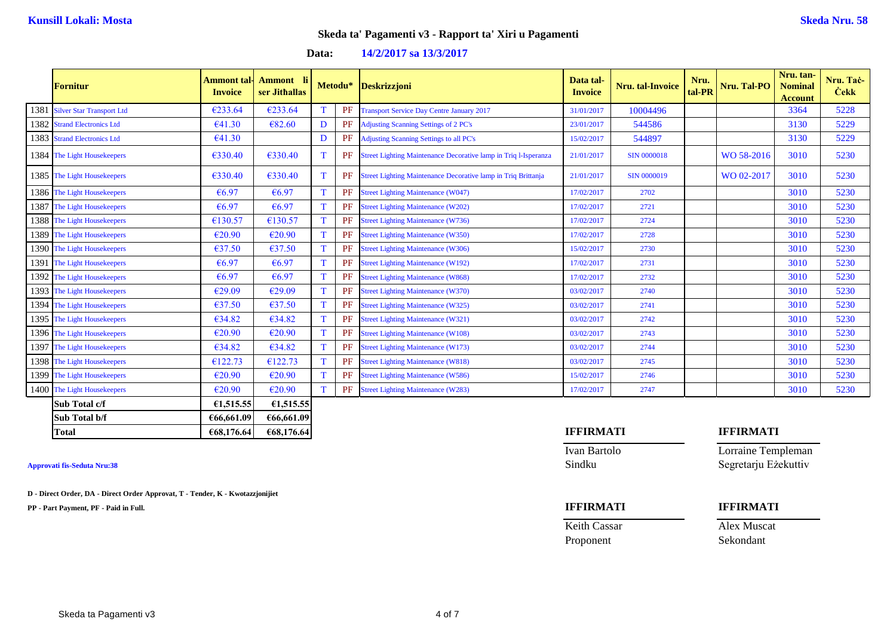**Kunsill Lokali: Mosta** **Skeda Nru. 58**

## Skeda ta' Pagamenti v3 - Rapport ta' Xiri u Pagamenti

**Data: 14/2/2017 sa 13/3/2017**

| | Fornitur | Ammont tal-Invoice | Ammont li ser Jitħallas | Metodu* | | Deskrizzjoni | Data tal-Invoice | Nru. tal-Invoice | Nru. tal-PR | Nru. Tal-PO | Nru. tan-Nominal Account | Nru. Taċ-Ċekk |
|---|---|---|---|---|---|---|---|---|---|---|---|---|
| 1381 | Silver Star Transport Ltd | €233.64 | €233.64 | T | PF | Transport Service Day Centre January 2017 | 31/01/2017 | 10004496 | | | 3364 | 5228 |
| 1382 | Strand Electronics Ltd | €41.30 | €82.60 | D | PF | Adjusting Scanning Settings of 2 PC's | 23/01/2017 | 544586 | | | 3130 | 5229 |
| 1383 | Strand Electronics Ltd | €41.30 | | D | PF | Adjusting Scanning Settings to all PC's | 15/02/2017 | 544897 | | | 3130 | 5229 |
| 1384 | The Light Housekeepers | €330.40 | €330.40 | T | PF | Street Lighting Maintenance Decorative lamp in Triq l-Isperanza | 21/01/2017 | SIN 0000018 | | WO 58-2016 | 3010 | 5230 |
| 1385 | The Light Housekeepers | €330.40 | €330.40 | T | PF | Street Lighting Maintenance Decorative lamp in Triq Brittanja | 21/01/2017 | SIN 0000019 | | WO 02-2017 | 3010 | 5230 |
| 1386 | The Light Housekeepers | €6.97 | €6.97 | T | PF | Street Lighting Maintenance (W047) | 17/02/2017 | 2702 | | | 3010 | 5230 |
| 1387 | The Light Housekeepers | €6.97 | €6.97 | T | PF | Street Lighting Maintenance (W202) | 17/02/2017 | 2721 | | | 3010 | 5230 |
| 1388 | The Light Housekeepers | €130.57 | €130.57 | T | PF | Street Lighting Maintenance (W736) | 17/02/2017 | 2724 | | | 3010 | 5230 |
| 1389 | The Light Housekeepers | €20.90 | €20.90 | T | PF | Street Lighting Maintenance (W350) | 17/02/2017 | 2728 | | | 3010 | 5230 |
| 1390 | The Light Housekeepers | €37.50 | €37.50 | T | PF | Street Lighting Maintenance (W306) | 15/02/2017 | 2730 | | | 3010 | 5230 |
| 1391 | The Light Housekeepers | €6.97 | €6.97 | T | PF | Street Lighting Maintenance (W192) | 17/02/2017 | 2731 | | | 3010 | 5230 |
| 1392 | The Light Housekeepers | €6.97 | €6.97 | T | PF | Street Lighting Maintenance (W868) | 17/02/2017 | 2732 | | | 3010 | 5230 |
| 1393 | The Light Housekeepers | €29.09 | €29.09 | T | PF | Street Lighting Maintenance (W370) | 03/02/2017 | 2740 | | | 3010 | 5230 |
| 1394 | The Light Housekeepers | €37.50 | €37.50 | T | PF | Street Lighting Maintenance (W325) | 03/02/2017 | 2741 | | | 3010 | 5230 |
| 1395 | The Light Housekeepers | €34.82 | €34.82 | T | PF | Street Lighting Maintenance (W321) | 03/02/2017 | 2742 | | | 3010 | 5230 |
| 1396 | The Light Housekeepers | €20.90 | €20.90 | T | PF | Street Lighting Maintenance (W108) | 03/02/2017 | 2743 | | | 3010 | 5230 |
| 1397 | The Light Housekeepers | €34.82 | €34.82 | T | PF | Street Lighting Maintenance (W173) | 03/02/2017 | 2744 | | | 3010 | 5230 |
| 1398 | The Light Housekeepers | €122.73 | €122.73 | T | PF | Street Lighting Maintenance (W818) | 03/02/2017 | 2745 | | | 3010 | 5230 |
| 1399 | The Light Housekeepers | €20.90 | €20.90 | T | PF | Street Lighting Maintenance (W586) | 15/02/2017 | 2746 | | | 3010 | 5230 |
| 1400 | The Light Housekeepers | €20.90 | €20.90 | T | PF | Street Lighting Maintenance (W283) | 17/02/2017 | 2747 | | | 3010 | 5230 |
| | **Sub Total c/f** | **€1,515.55** | **€1,515.55** | | | | | | | | | |
| | **Sub Total b/f** | **€66,661.09** | **€66,661.09** | | | | | | | | | |
| | **Total** | **€68,176.64** | **€68,176.64** | | | | | | | | | |

**Approvati fis-Seduta Nru:38**

**D - Direct Order, DA - Direct Order Approvat, T - Tender, K - Kwotazzjonijiet**

**PP - Part Payment, PF - Paid in Full.**

**IFFIRMATI**

Ivan Bartolo
Sindku

**IFFIRMATI**

Lorraine Templeman
Segretarju Eżekuttiv

**IFFIRMATI**

Keith Cassar
Proponent

**IFFIRMATI**

Alex Muscat
Sekondant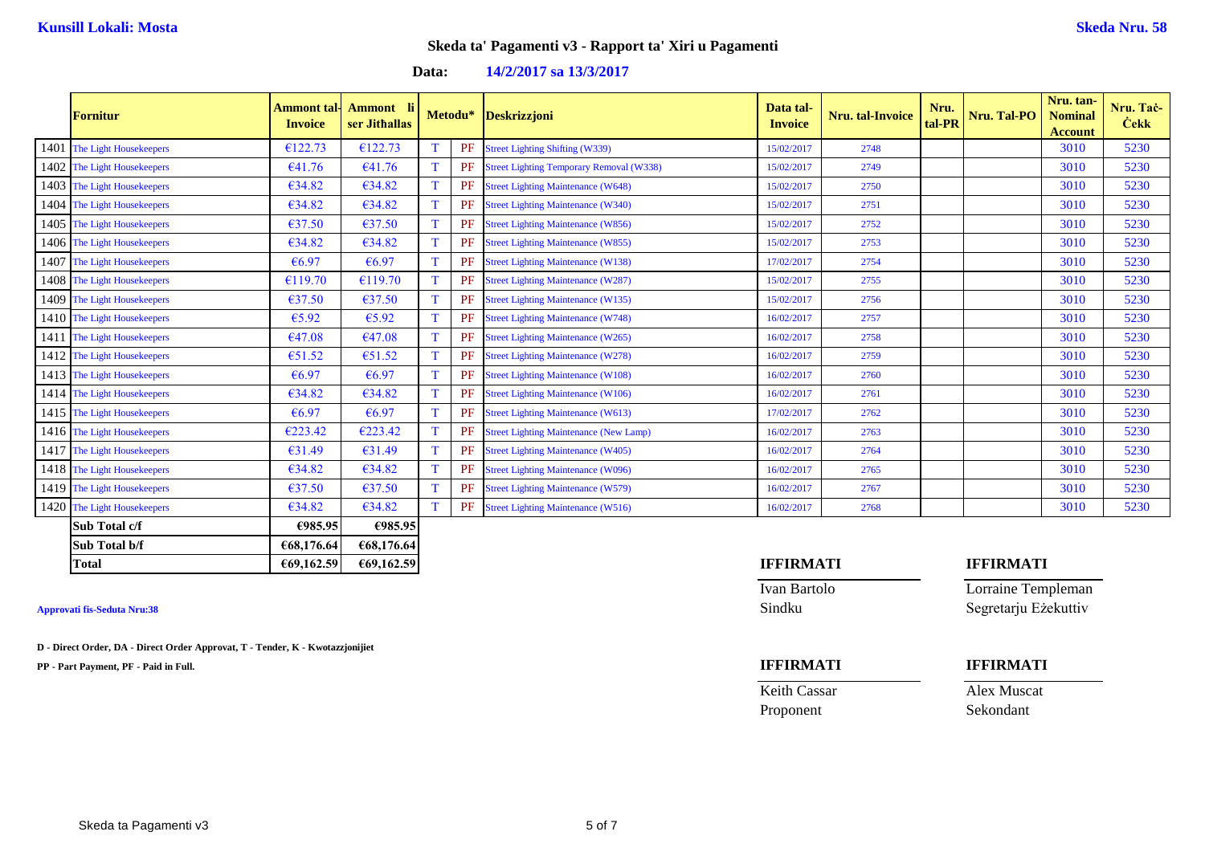**Kunsill Lokali: Mosta**

**Skeda Nru. 58**

## Skeda ta' Pagamenti v3 - Rapport ta' Xiri u Pagamenti

**Data: 14/2/2017 sa 13/3/2017**

| | Fornitur | Ammont tal-Invoice | Ammont li ser Jitħallas | Metodu* | | Deskrizzjoni | Data tal-Invoice | Nru. tal-Invoice | Nru. tal-PR | Nru. Tal-PO | Nru. tan-Nominal Account | Nru. Taċ-Ċekk |
|---|---|---|---|---|---|---|---|---|---|---|---|---|
| 1401 | The Light Housekeepers | €122.73 | €122.73 | T | PF | Street Lighting Shifting (W339) | 15/02/2017 | 2748 | | | 3010 | 5230 |
| 1402 | The Light Housekeepers | €41.76 | €41.76 | T | PF | Street Lighting Temporary Removal (W338) | 15/02/2017 | 2749 | | | 3010 | 5230 |
| 1403 | The Light Housekeepers | €34.82 | €34.82 | T | PF | Street Lighting Maintenance (W648) | 15/02/2017 | 2750 | | | 3010 | 5230 |
| 1404 | The Light Housekeepers | €34.82 | €34.82 | T | PF | Street Lighting Maintenance (W340) | 15/02/2017 | 2751 | | | 3010 | 5230 |
| 1405 | The Light Housekeepers | €37.50 | €37.50 | T | PF | Street Lighting Maintenance (W856) | 15/02/2017 | 2752 | | | 3010 | 5230 |
| 1406 | The Light Housekeepers | €34.82 | €34.82 | T | PF | Street Lighting Maintenance (W855) | 15/02/2017 | 2753 | | | 3010 | 5230 |
| 1407 | The Light Housekeepers | €6.97 | €6.97 | T | PF | Street Lighting Maintenance (W138) | 17/02/2017 | 2754 | | | 3010 | 5230 |
| 1408 | The Light Housekeepers | €119.70 | €119.70 | T | PF | Street Lighting Maintenance (W287) | 15/02/2017 | 2755 | | | 3010 | 5230 |
| 1409 | The Light Housekeepers | €37.50 | €37.50 | T | PF | Street Lighting Maintenance (W135) | 15/02/2017 | 2756 | | | 3010 | 5230 |
| 1410 | The Light Housekeepers | €5.92 | €5.92 | T | PF | Street Lighting Maintenance (W748) | 16/02/2017 | 2757 | | | 3010 | 5230 |
| 1411 | The Light Housekeepers | €47.08 | €47.08 | T | PF | Street Lighting Maintenance (W265) | 16/02/2017 | 2758 | | | 3010 | 5230 |
| 1412 | The Light Housekeepers | €51.52 | €51.52 | T | PF | Street Lighting Maintenance (W278) | 16/02/2017 | 2759 | | | 3010 | 5230 |
| 1413 | The Light Housekeepers | €6.97 | €6.97 | T | PF | Street Lighting Maintenance (W108) | 16/02/2017 | 2760 | | | 3010 | 5230 |
| 1414 | The Light Housekeepers | €34.82 | €34.82 | T | PF | Street Lighting Maintenance (W106) | 16/02/2017 | 2761 | | | 3010 | 5230 |
| 1415 | The Light Housekeepers | €6.97 | €6.97 | T | PF | Street Lighting Maintenance (W613) | 17/02/2017 | 2762 | | | 3010 | 5230 |
| 1416 | The Light Housekeepers | €223.42 | €223.42 | T | PF | Street Lighting Maintenance (New Lamp) | 16/02/2017 | 2763 | | | 3010 | 5230 |
| 1417 | The Light Housekeepers | €31.49 | €31.49 | T | PF | Street Lighting Maintenance (W405) | 16/02/2017 | 2764 | | | 3010 | 5230 |
| 1418 | The Light Housekeepers | €34.82 | €34.82 | T | PF | Street Lighting Maintenance (W096) | 16/02/2017 | 2765 | | | 3010 | 5230 |
| 1419 | The Light Housekeepers | €37.50 | €37.50 | T | PF | Street Lighting Maintenance (W579) | 16/02/2017 | 2767 | | | 3010 | 5230 |
| 1420 | The Light Housekeepers | €34.82 | €34.82 | T | PF | Street Lighting Maintenance (W516) | 16/02/2017 | 2768 | | | 3010 | 5230 |
| | **Sub Total c/f** | **€985.95** | **€985.95** | | | | | | | | | |
| | **Sub Total b/f** | **€68,176.64** | **€68,176.64** | | | | | | | | | |
| | **Total** | **€69,162.59** | **€69,162.59** | | | | | | | | | |

**Approvati fis-Seduta Nru:38**

**D - Direct Order, DA - Direct Order Approvat, T - Tender, K - Kwotazzjonijiet**

**PP - Part Payment, PF - Paid in Full.**

| **IFFIRMATI** | **IFFIRMATI** |
|---|---|
| Ivan Bartolo | Lorraine Templeman |
| Sindku | Segretarju Eżekuttiv |

| **IFFIRMATI** | **IFFIRMATI** |
|---|---|
| Keith Cassar | Alex Muscat |
| Proponent | Sekondant |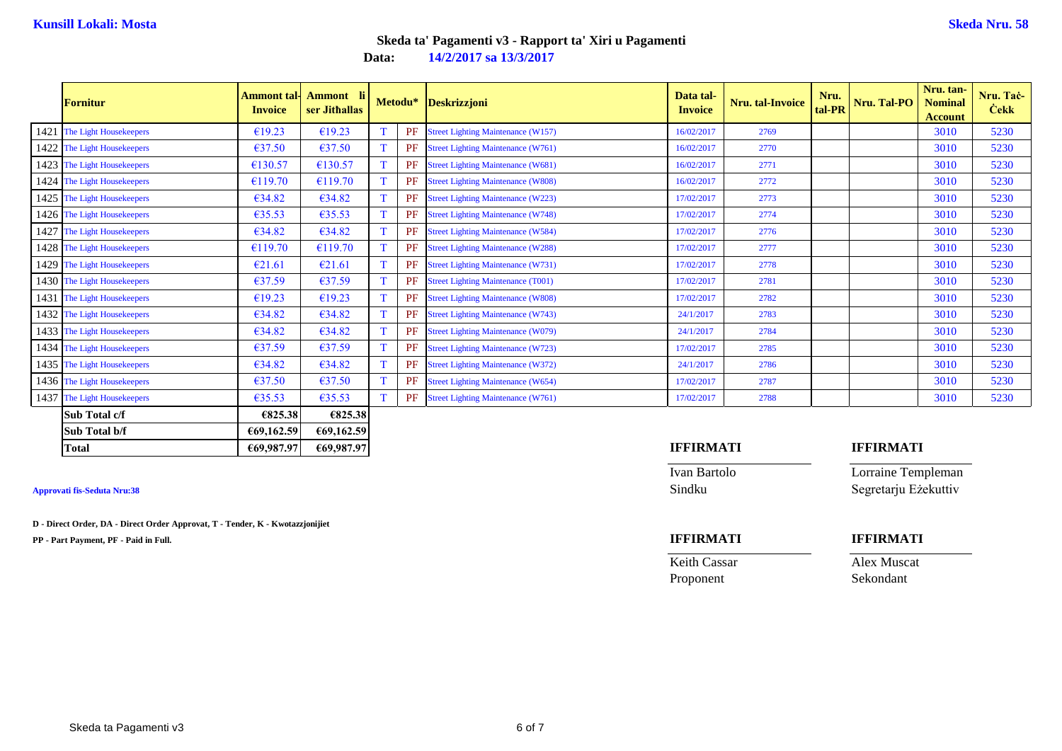**Kunsill Lokali: Mosta** **Skeda Nru. 58**

## Skeda ta' Pagamenti v3 - Rapport ta' Xiri u Pagamenti

**Data: 14/2/2017 sa 13/3/2017**

| | Fornitur | Ammont tal-Invoice | Ammont li ser Jitħallas | Metodu* | | Deskrizzjoni | Data tal-Invoice | Nru. tal-Invoice | Nru. tal-PR | Nru. Tal-PO | Nru. tan-Nominal Account | Nru. Taċ-Ċekk |
|---|---|---|---|---|---|---|---|---|---|---|---|---|
| 1421 | The Light Housekeepers | €19.23 | €19.23 | T | PF | Street Lighting Maintenance (W157) | 16/02/2017 | 2769 | | | 3010 | 5230 |
| 1422 | The Light Housekeepers | €37.50 | €37.50 | T | PF | Street Lighting Maintenance (W761) | 16/02/2017 | 2770 | | | 3010 | 5230 |
| 1423 | The Light Housekeepers | €130.57 | €130.57 | T | PF | Street Lighting Maintenance (W681) | 16/02/2017 | 2771 | | | 3010 | 5230 |
| 1424 | The Light Housekeepers | €119.70 | €119.70 | T | PF | Street Lighting Maintenance (W808) | 16/02/2017 | 2772 | | | 3010 | 5230 |
| 1425 | The Light Housekeepers | €34.82 | €34.82 | T | PF | Street Lighting Maintenance (W223) | 17/02/2017 | 2773 | | | 3010 | 5230 |
| 1426 | The Light Housekeepers | €35.53 | €35.53 | T | PF | Street Lighting Maintenance (W748) | 17/02/2017 | 2774 | | | 3010 | 5230 |
| 1427 | The Light Housekeepers | €34.82 | €34.82 | T | PF | Street Lighting Maintenance (W584) | 17/02/2017 | 2776 | | | 3010 | 5230 |
| 1428 | The Light Housekeepers | €119.70 | €119.70 | T | PF | Street Lighting Maintenance (W288) | 17/02/2017 | 2777 | | | 3010 | 5230 |
| 1429 | The Light Housekeepers | €21.61 | €21.61 | T | PF | Street Lighting Maintenance (W731) | 17/02/2017 | 2778 | | | 3010 | 5230 |
| 1430 | The Light Housekeepers | €37.59 | €37.59 | T | PF | Street Lighting Maintenance (T001) | 17/02/2017 | 2781 | | | 3010 | 5230 |
| 1431 | The Light Housekeepers | €19.23 | €19.23 | T | PF | Street Lighting Maintenance (W808) | 17/02/2017 | 2782 | | | 3010 | 5230 |
| 1432 | The Light Housekeepers | €34.82 | €34.82 | T | PF | Street Lighting Maintenance (W743) | 24/1/2017 | 2783 | | | 3010 | 5230 |
| 1433 | The Light Housekeepers | €34.82 | €34.82 | T | PF | Street Lighting Maintenance (W079) | 24/1/2017 | 2784 | | | 3010 | 5230 |
| 1434 | The Light Housekeepers | €37.59 | €37.59 | T | PF | Street Lighting Maintenance (W723) | 17/02/2017 | 2785 | | | 3010 | 5230 |
| 1435 | The Light Housekeepers | €34.82 | €34.82 | T | PF | Street Lighting Maintenance (W372) | 24/1/2017 | 2786 | | | 3010 | 5230 |
| 1436 | The Light Housekeepers | €37.50 | €37.50 | T | PF | Street Lighting Maintenance (W654) | 17/02/2017 | 2787 | | | 3010 | 5230 |
| 1437 | The Light Housekeepers | €35.53 | €35.53 | T | PF | Street Lighting Maintenance (W761) | 17/02/2017 | 2788 | | | 3010 | 5230 |
| | **Sub Total c/f** | **€825.38** | **€825.38** | | | | | | | | | |
| | **Sub Total b/f** | **€69,162.59** | **€69,162.59** | | | | | | | | | |
| | **Total** | **€69,987.97** | **€69,987.97** | | | | | | | | | |

**IFFIRMATI** Ivan Bartolo, Sindku

**IFFIRMATI** Lorraine Templeman, Segretarju Eżekuttiv

**Approvati fis-Seduta Nru:38**

**D - Direct Order, DA - Direct Order Approvat, T - Tender, K - Kwotazzjonijiet**

**PP - Part Payment, PF - Paid in Full.**

**IFFIRMATI** Keith Cassar, Proponent

**IFFIRMATI** Alex Muscat, Sekondant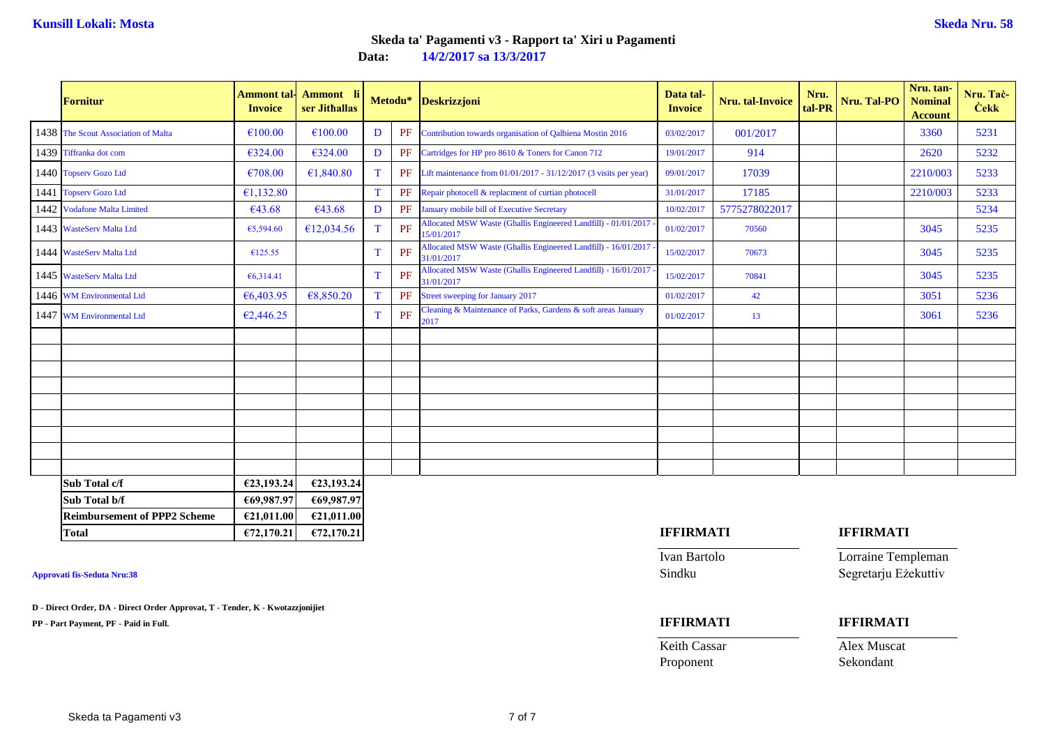**Kunsill Lokali: Mosta** **Skeda Nru. 58**

## Skeda ta' Pagamenti v3 - Rapport ta' Xiri u Pagamenti

**Data: 14/2/2017 sa 13/3/2017**

| | Fornitur | Ammont tal-Invoice | Ammont li ser Jitħallas | Metodu* | | Deskrizzjoni | Data tal-Invoice | Nru. tal-Invoice | Nru. tal-PR | Nru. Tal-PO | Nru. tan-Nominal Account | Nru. Taċ-Ċekk |
|---|---|---|---|---|---|---|---|---|---|---|---|---|
| 1438 | The Scout Association of Malta | €100.00 | €100.00 | D | PF | Contribution towards organisation of Qalbiena Mostin 2016 | 03/02/2017 | 001/2017 | | | 3360 | 5231 |
| 1439 | Tiffranka dot com | €324.00 | €324.00 | D | PF | Cartridges for HP pro 8610 & Toners for Canon 712 | 19/01/2017 | 914 | | | 2620 | 5232 |
| 1440 | Topserv Gozo Ltd | €708.00 | €1,840.80 | T | PF | Lift maintenance from 01/01/2017 - 31/12/2017 (3 visits per year) | 09/01/2017 | 17039 | | | 2210/003 | 5233 |
| 1441 | Topserv Gozo Ltd | €1,132.80 | | T | PF | Repair photocell & replacment of curtian photocell | 31/01/2017 | 17185 | | | 2210/003 | 5233 |
| 1442 | Vodafone Malta Limited | €43.68 | €43.68 | D | PF | January mobile bill of Executive Secretary | 10/02/2017 | 5775278022017 | | | | 5234 |
| 1443 | WasteServ Malta Ltd | €5,594.60 | €12,034.56 | T | PF | Allocated MSW Waste (Ghallis Engineered Landfill) - 01/01/2017 - 15/01/2017 | 01/02/2017 | 70560 | | | 3045 | 5235 |
| 1444 | WasteServ Malta Ltd | €125.55 | | T | PF | Allocated MSW Waste (Ghallis Engineered Landfill) - 16/01/2017 - 31/01/2017 | 15/02/2017 | 70673 | | | 3045 | 5235 |
| 1445 | WasteServ Malta Ltd | €6,314.41 | | T | PF | Allocated MSW Waste (Ghallis Engineered Landfill) - 16/01/2017 - 31/01/2017 | 15/02/2017 | 70841 | | | 3045 | 5235 |
| 1446 | WM Environmental Ltd | €6,403.95 | €8,850.20 | T | PF | Street sweeping for January 2017 | 01/02/2017 | 42 | | | 3051 | 5236 |
| 1447 | WM Environmental Ltd | €2,446.25 | | T | PF | Cleaning & Maintenance of Parks, Gardens & soft areas January 2017 | 01/02/2017 | 13 | | | 3061 | 5236 |

| | | |
|---|---|---|
| **Sub Total c/f** | **€23,193.24** | **€23,193.24** |
| **Sub Total b/f** | **€69,987.97** | **€69,987.97** |
| **Reimbursement of PPP2 Scheme** | **€21,011.00** | **€21,011.00** |
| **Total** | **€72,170.21** | **€72,170.21** |

**Approvati fis-Seduta Nru:38**

**D - Direct Order, DA - Direct Order Approvat, T - Tender, K - Kwotazzjonijiet**

**PP - Part Payment, PF - Paid in Full.**

**IFFIRMATI**

Ivan Bartolo
Sindku

**IFFIRMATI**

Lorraine Templeman
Segretarju Eżekuttiv

**IFFIRMATI**

Keith Cassar
Proponent

**IFFIRMATI**

Alex Muscat
Sekondant

Skeda ta Pagamenti v3